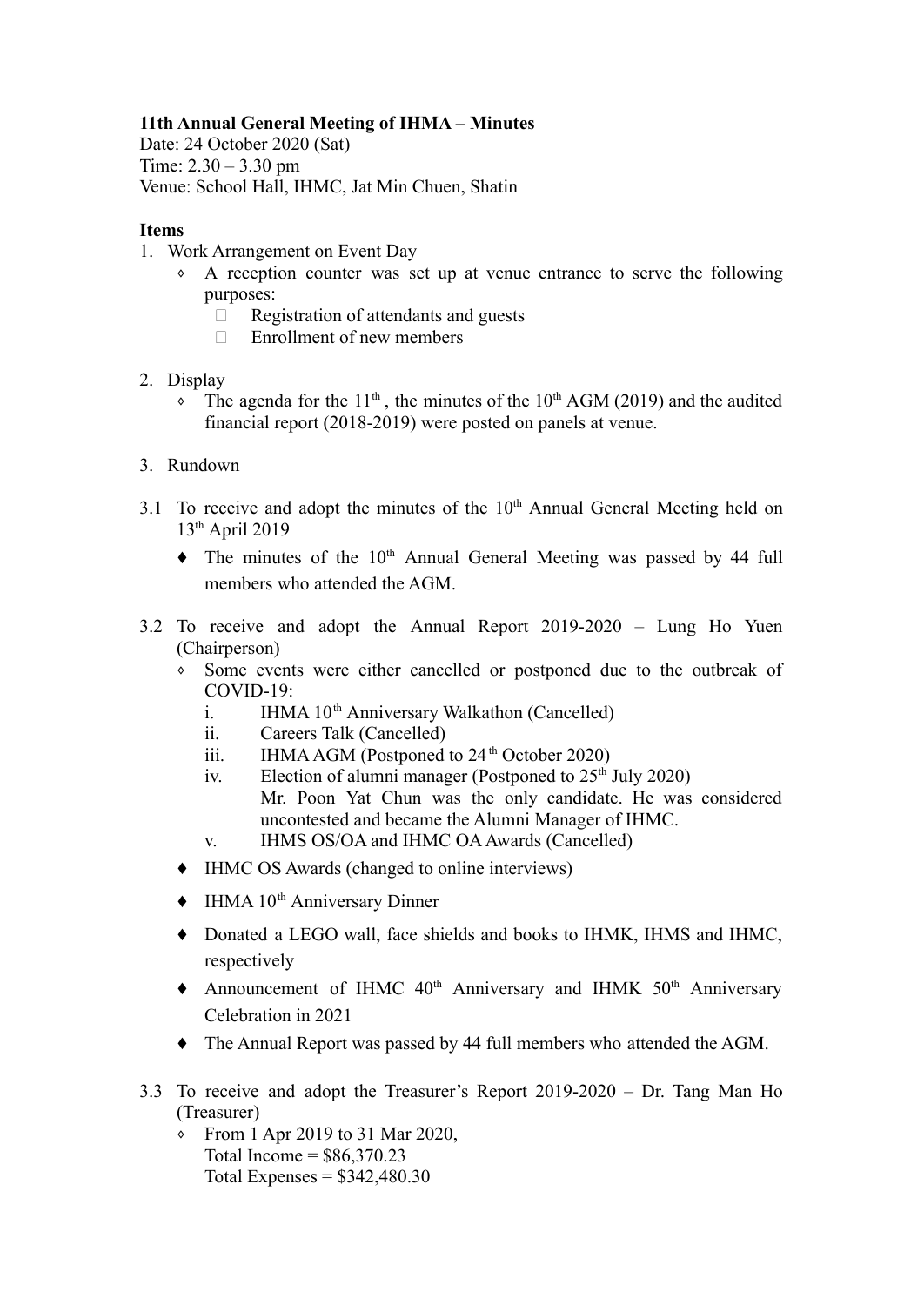**11th Annual General Meeting of IHMA – Minutes**
Date: 24 October 2020 (Sat)
Time: 2.30 – 3.30 pm
Venue: School Hall, IHMC, Jat Min Chuen, Shatin

**Items**

1. Work Arrangement on Event Day
   - ◊ A reception counter was set up at venue entrance to serve the following purposes:
     - Registration of attendants and guests
     - Enrollment of new members

2. Display
   - ◊ The agenda for the 11th , the minutes of the 10th AGM (2019) and the audited financial report (2018-2019) were posted on panels at venue.

3. Rundown

3.1 To receive and adopt the minutes of the 10th Annual General Meeting held on 13th April 2019

- ♦ The minutes of the 10th Annual General Meeting was passed by 44 full members who attended the AGM.

3.2 To receive and adopt the Annual Report 2019-2020 – Lung Ho Yuen (Chairperson)

- ◊ Some events were either cancelled or postponed due to the outbreak of COVID-19:
  - i. IHMA 10th Anniversary Walkathon (Cancelled)
  - ii. Careers Talk (Cancelled)
  - iii. IHMA AGM (Postponed to 24th October 2020)
  - iv. Election of alumni manager (Postponed to 25th July 2020)
    Mr. Poon Yat Chun was the only candidate. He was considered uncontested and became the Alumni Manager of IHMC.
  - v. IHMS OS/OA and IHMC OA Awards (Cancelled)
- ♦ IHMC OS Awards (changed to online interviews)
- ♦ IHMA 10th Anniversary Dinner
- ♦ Donated a LEGO wall, face shields and books to IHMK, IHMS and IHMC, respectively
- ♦ Announcement of IHMC 40th Anniversary and IHMK 50th Anniversary Celebration in 2021
- ♦ The Annual Report was passed by 44 full members who attended the AGM.

3.3 To receive and adopt the Treasurer's Report 2019-2020 – Dr. Tang Man Ho (Treasurer)

- ◊ From 1 Apr 2019 to 31 Mar 2020,
  Total Income = $86,370.23
  Total Expenses = $342,480.30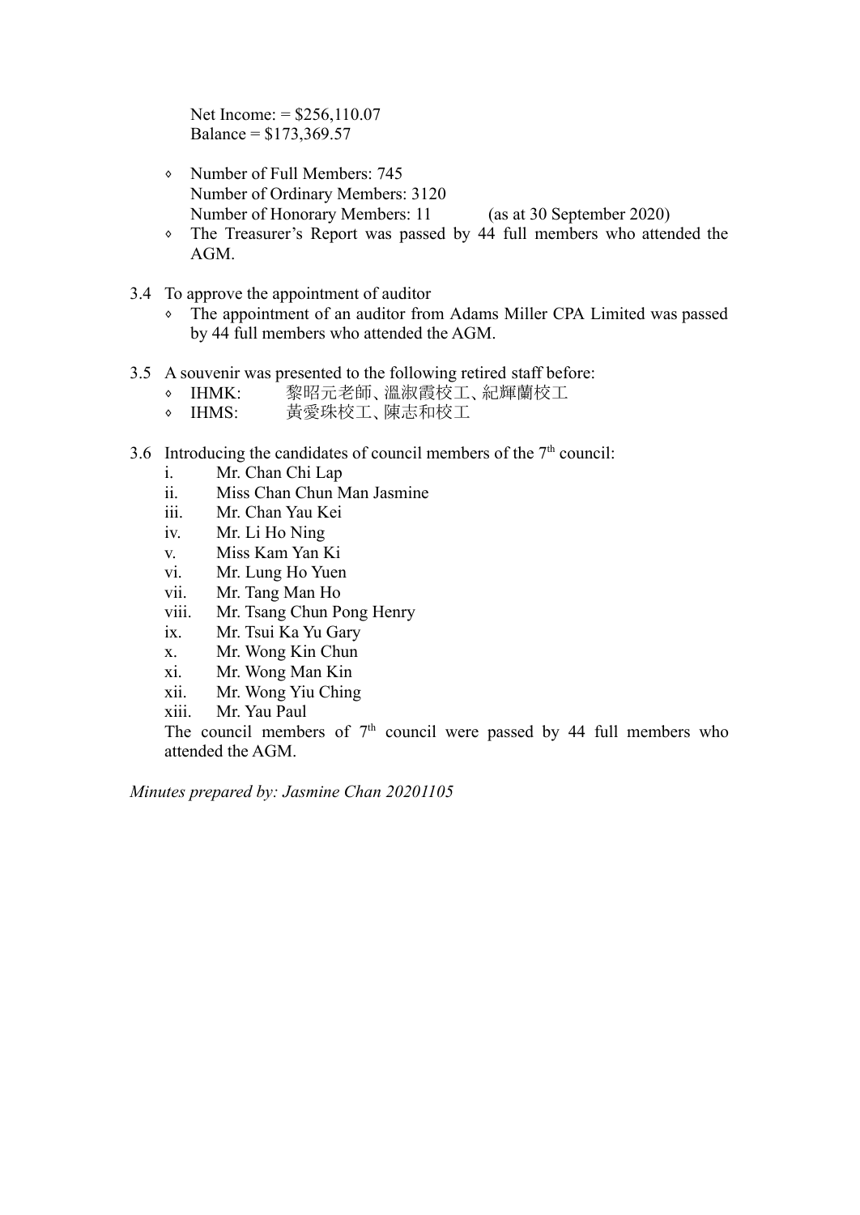Net Income: = $256,110.07
Balance = $173,369.57

- Number of Full Members: 745
  Number of Ordinary Members: 3120
  Number of Honorary Members: 11 (as at 30 September 2020)
- The Treasurer's Report was passed by 44 full members who attended the AGM.

3.4 To approve the appointment of auditor

- The appointment of an auditor from Adams Miller CPA Limited was passed by 44 full members who attended the AGM.

3.5 A souvenir was presented to the following retired staff before:

- IHMK: 黎昭元老師、溫淑霞校工、紀輝蘭校工
- IHMS: 黃愛珠校工、陳志和校工

3.6 Introducing the candidates of council members of the 7th council:

i. Mr. Chan Chi Lap
ii. Miss Chan Chun Man Jasmine
iii. Mr. Chan Yau Kei
iv. Mr. Li Ho Ning
v. Miss Kam Yan Ki
vi. Mr. Lung Ho Yuen
vii. Mr. Tang Man Ho
viii. Mr. Tsang Chun Pong Henry
ix. Mr. Tsui Ka Yu Gary
x. Mr. Wong Kin Chun
xi. Mr. Wong Man Kin
xii. Mr. Wong Yiu Ching
xiii. Mr. Yau Paul

The council members of 7th council were passed by 44 full members who attended the AGM.

*Minutes prepared by: Jasmine Chan 20201105*